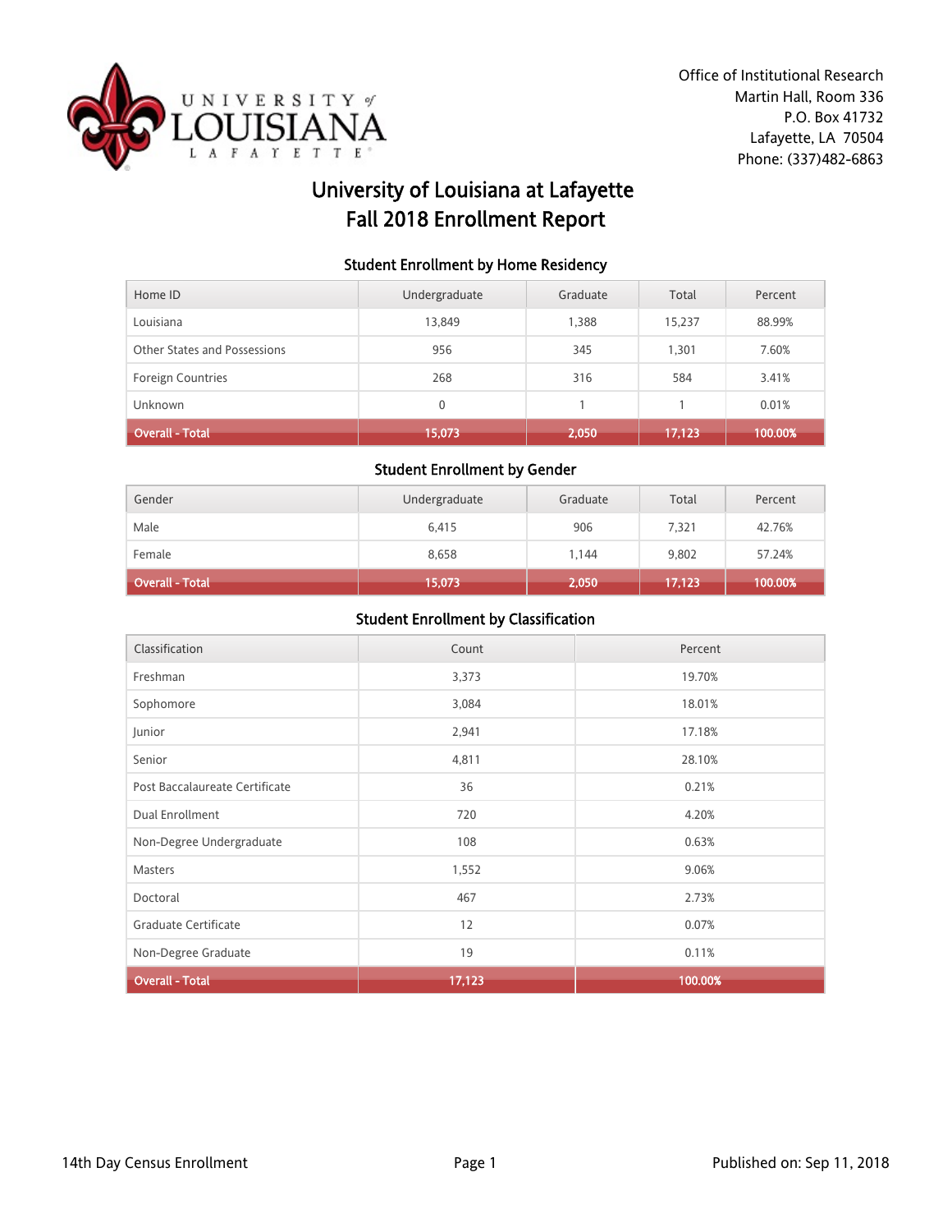Office of Institutional Research
Martin Hall, Room 336
P.O. Box 41732
Lafayette, LA 70504
Phone: (337)482-6863

# University of Louisiana at Lafayette
# Fall 2018 Enrollment Report

### Student Enrollment by Home Residency

| Home ID | Undergraduate | Graduate | Total | Percent |
|---|---|---|---|---|
| Louisiana | 13,849 | 1,388 | 15,237 | 88.99% |
| Other States and Possessions | 956 | 345 | 1,301 | 7.60% |
| Foreign Countries | 268 | 316 | 584 | 3.41% |
| Unknown | 0 | 1 | 1 | 0.01% |
| **Overall - Total** | **15,073** | **2,050** | **17,123** | **100.00%** |

### Student Enrollment by Gender

| Gender | Undergraduate | Graduate | Total | Percent |
|---|---|---|---|---|
| Male | 6,415 | 906 | 7,321 | 42.76% |
| Female | 8,658 | 1,144 | 9,802 | 57.24% |
| **Overall - Total** | **15,073** | **2,050** | **17,123** | **100.00%** |

### Student Enrollment by Classification

| Classification | Count | Percent |
|---|---|---|
| Freshman | 3,373 | 19.70% |
| Sophomore | 3,084 | 18.01% |
| Junior | 2,941 | 17.18% |
| Senior | 4,811 | 28.10% |
| Post Baccalaureate Certificate | 36 | 0.21% |
| Dual Enrollment | 720 | 4.20% |
| Non-Degree Undergraduate | 108 | 0.63% |
| Masters | 1,552 | 9.06% |
| Doctoral | 467 | 2.73% |
| Graduate Certificate | 12 | 0.07% |
| Non-Degree Graduate | 19 | 0.11% |
| **Overall - Total** | **17,123** | **100.00%** |

14th Day Census Enrollment

Published on: Sep 11, 2018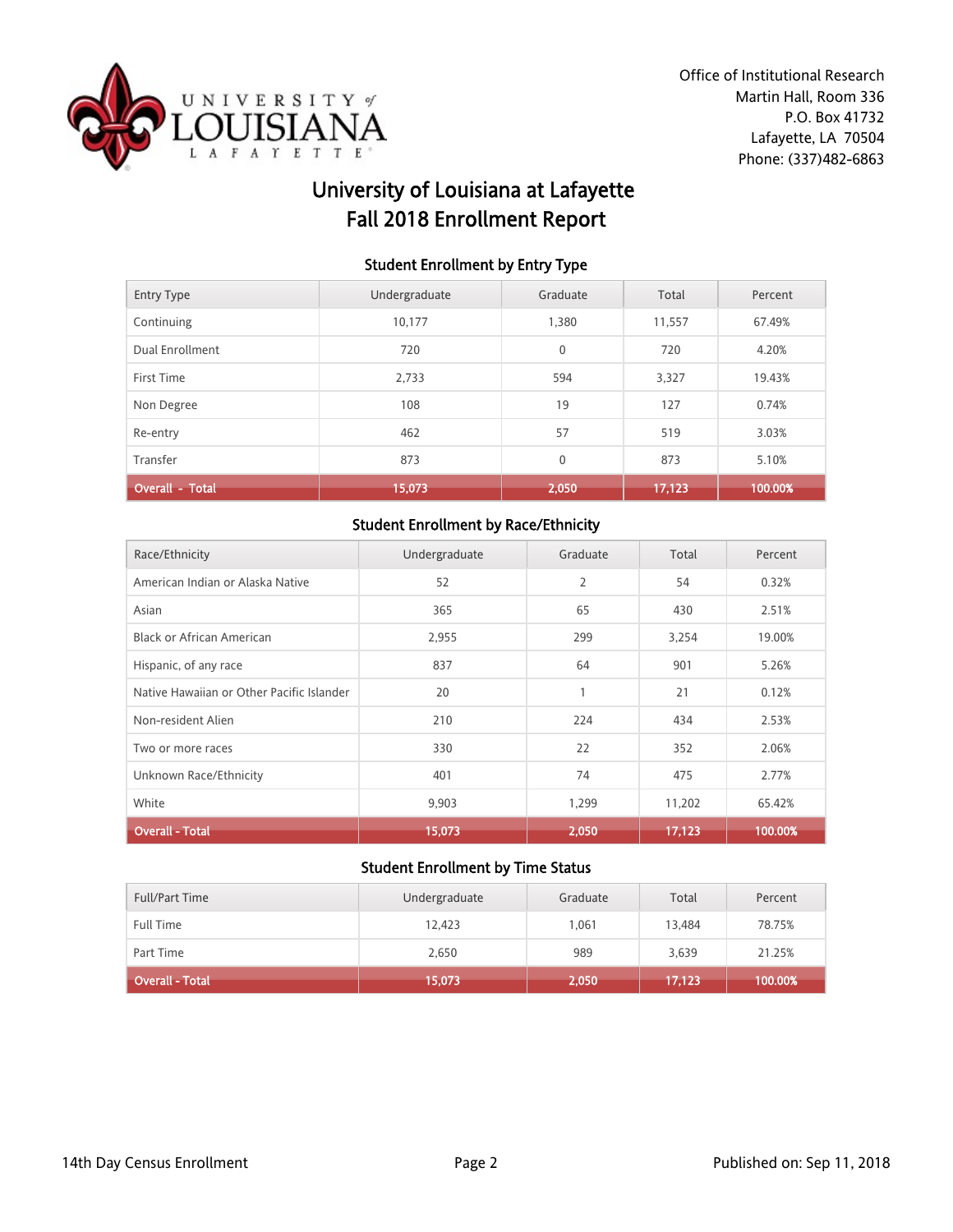Office of Institutional Research
Martin Hall, Room 336
P.O. Box 41732
Lafayette, LA 70504
Phone: (337)482-6863

# University of Louisiana at Lafayette
# Fall 2018 Enrollment Report

### Student Enrollment by Entry Type

| Entry Type | Undergraduate | Graduate | Total | Percent |
|---|---|---|---|---|
| Continuing | 10,177 | 1,380 | 11,557 | 67.49% |
| Dual Enrollment | 720 | 0 | 720 | 4.20% |
| First Time | 2,733 | 594 | 3,327 | 19.43% |
| Non Degree | 108 | 19 | 127 | 0.74% |
| Re-entry | 462 | 57 | 519 | 3.03% |
| Transfer | 873 | 0 | 873 | 5.10% |
| **Overall - Total** | **15,073** | **2,050** | **17,123** | **100.00%** |

### Student Enrollment by Race/Ethnicity

| Race/Ethnicity | Undergraduate | Graduate | Total | Percent |
|---|---|---|---|---|
| American Indian or Alaska Native | 52 | 2 | 54 | 0.32% |
| Asian | 365 | 65 | 430 | 2.51% |
| Black or African American | 2,955 | 299 | 3,254 | 19.00% |
| Hispanic, of any race | 837 | 64 | 901 | 5.26% |
| Native Hawaiian or Other Pacific Islander | 20 | 1 | 21 | 0.12% |
| Non-resident Alien | 210 | 224 | 434 | 2.53% |
| Two or more races | 330 | 22 | 352 | 2.06% |
| Unknown Race/Ethnicity | 401 | 74 | 475 | 2.77% |
| White | 9,903 | 1,299 | 11,202 | 65.42% |
| **Overall - Total** | **15,073** | **2,050** | **17,123** | **100.00%** |

### Student Enrollment by Time Status

| Full/Part Time | Undergraduate | Graduate | Total | Percent |
|---|---|---|---|---|
| Full Time | 12,423 | 1,061 | 13,484 | 78.75% |
| Part Time | 2,650 | 989 | 3,639 | 21.25% |
| **Overall - Total** | **15,073** | **2,050** | **17,123** | **100.00%** |

14th Day Census Enrollment

Published on: Sep 11, 2018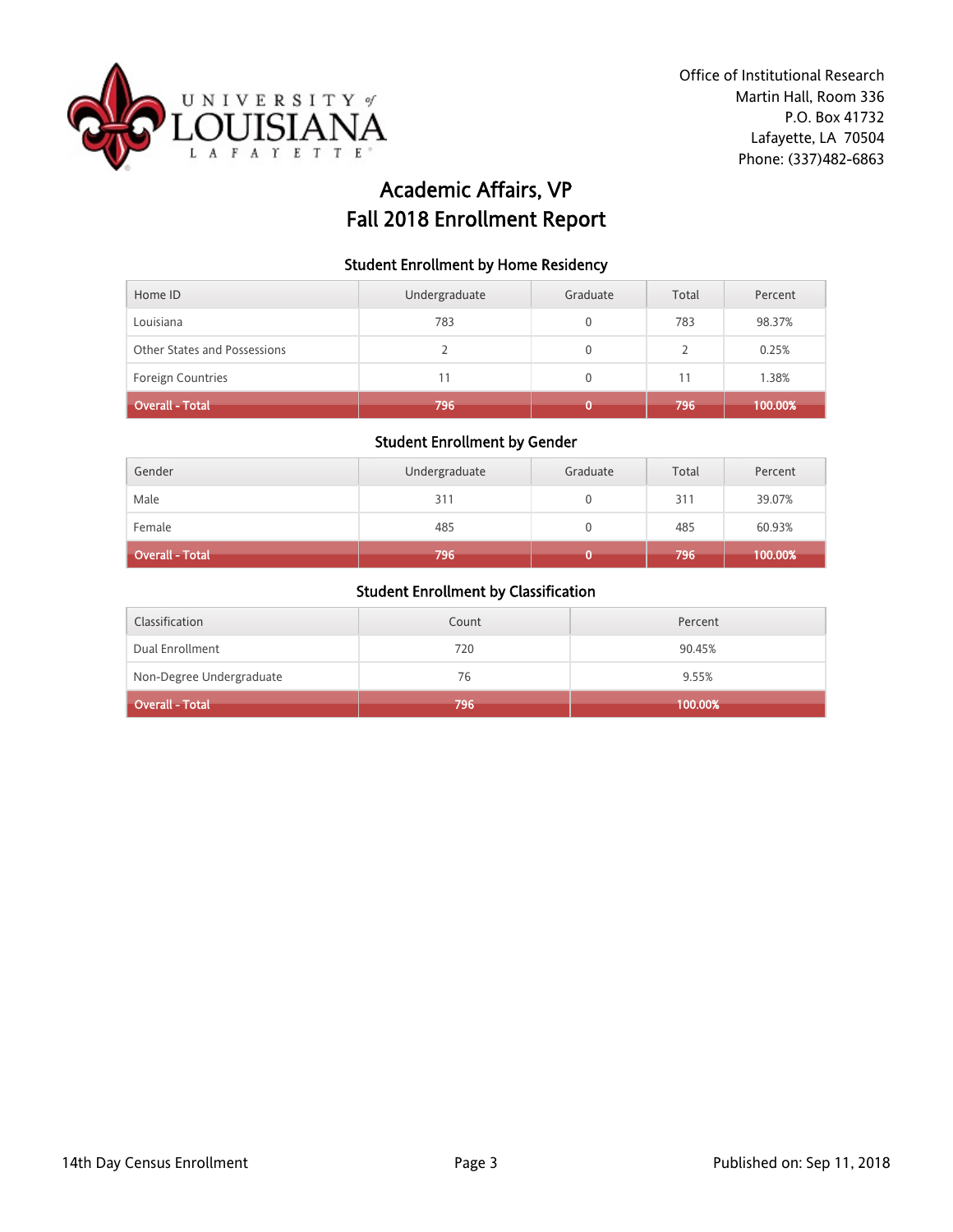Office of Institutional Research
Martin Hall, Room 336
P.O. Box 41732
Lafayette, LA 70504
Phone: (337)482-6863

# Academic Affairs, VP
# Fall 2018 Enrollment Report

### Student Enrollment by Home Residency

| Home ID | Undergraduate | Graduate | Total | Percent |
|---|---|---|---|---|
| Louisiana | 783 | 0 | 783 | 98.37% |
| Other States and Possessions | 2 | 0 | 2 | 0.25% |
| Foreign Countries | 11 | 0 | 11 | 1.38% |
| **Overall - Total** | **796** | **0** | **796** | **100.00%** |

### Student Enrollment by Gender

| Gender | Undergraduate | Graduate | Total | Percent |
|---|---|---|---|---|
| Male | 311 | 0 | 311 | 39.07% |
| Female | 485 | 0 | 485 | 60.93% |
| **Overall - Total** | **796** | **0** | **796** | **100.00%** |

### Student Enrollment by Classification

| Classification | Count | Percent |
|---|---|---|
| Dual Enrollment | 720 | 90.45% |
| Non-Degree Undergraduate | 76 | 9.55% |
| **Overall - Total** | **796** | **100.00%** |

14th Day Census Enrollment

Published on: Sep 11, 2018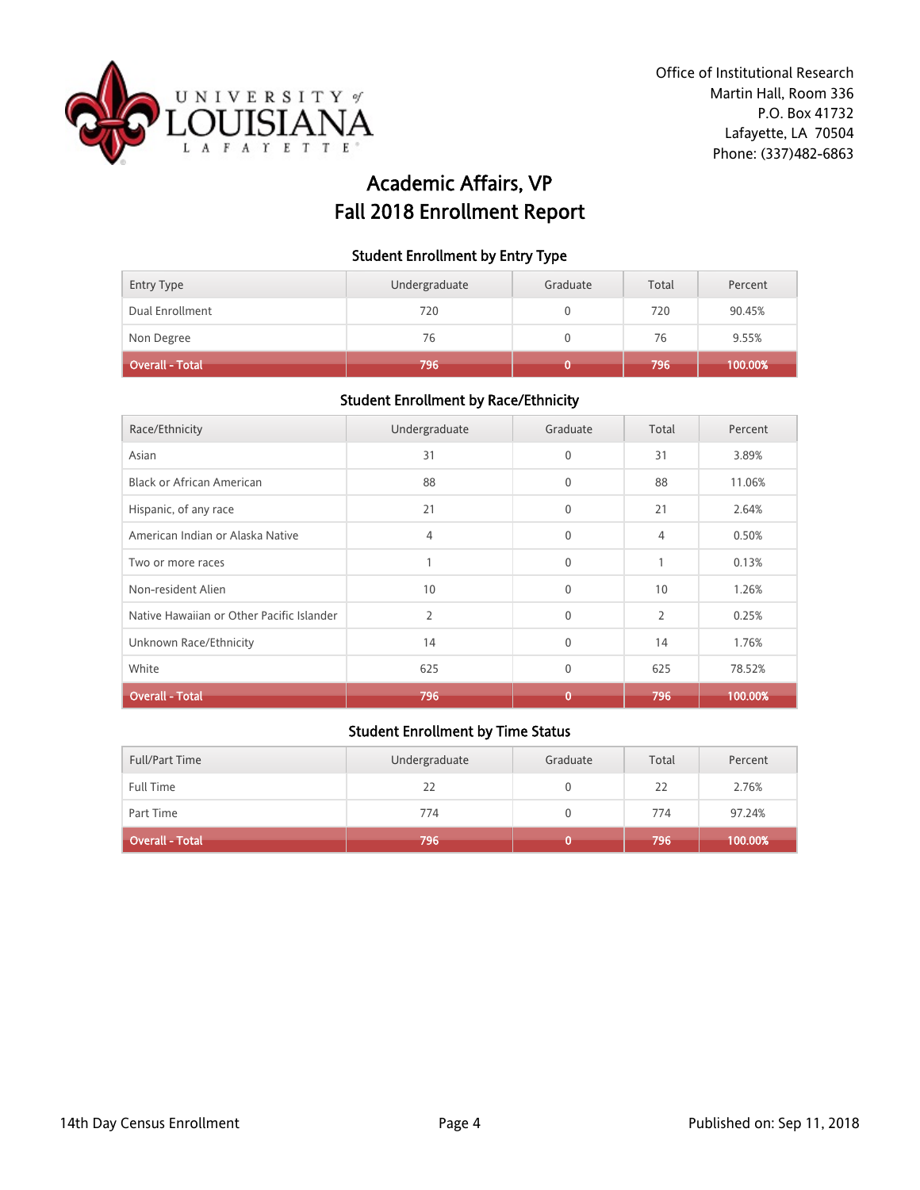Office of Institutional Research
Martin Hall, Room 336
P.O. Box 41732
Lafayette, LA 70504
Phone: (337)482-6863

# Academic Affairs, VP
# Fall 2018 Enrollment Report

## Student Enrollment by Entry Type

| Entry Type | Undergraduate | Graduate | Total | Percent |
|---|---|---|---|---|
| Dual Enrollment | 720 | 0 | 720 | 90.45% |
| Non Degree | 76 | 0 | 76 | 9.55% |
| **Overall - Total** | **796** | **0** | **796** | **100.00%** |

## Student Enrollment by Race/Ethnicity

| Race/Ethnicity | Undergraduate | Graduate | Total | Percent |
|---|---|---|---|---|
| Asian | 31 | 0 | 31 | 3.89% |
| Black or African American | 88 | 0 | 88 | 11.06% |
| Hispanic, of any race | 21 | 0 | 21 | 2.64% |
| American Indian or Alaska Native | 4 | 0 | 4 | 0.50% |
| Two or more races | 1 | 0 | 1 | 0.13% |
| Non-resident Alien | 10 | 0 | 10 | 1.26% |
| Native Hawaiian or Other Pacific Islander | 2 | 0 | 2 | 0.25% |
| Unknown Race/Ethnicity | 14 | 0 | 14 | 1.76% |
| White | 625 | 0 | 625 | 78.52% |
| **Overall - Total** | **796** | **0** | **796** | **100.00%** |

## Student Enrollment by Time Status

| Full/Part Time | Undergraduate | Graduate | Total | Percent |
|---|---|---|---|---|
| Full Time | 22 | 0 | 22 | 2.76% |
| Part Time | 774 | 0 | 774 | 97.24% |
| **Overall - Total** | **796** | **0** | **796** | **100.00%** |

14th Day Census Enrollment

Published on: Sep 11, 2018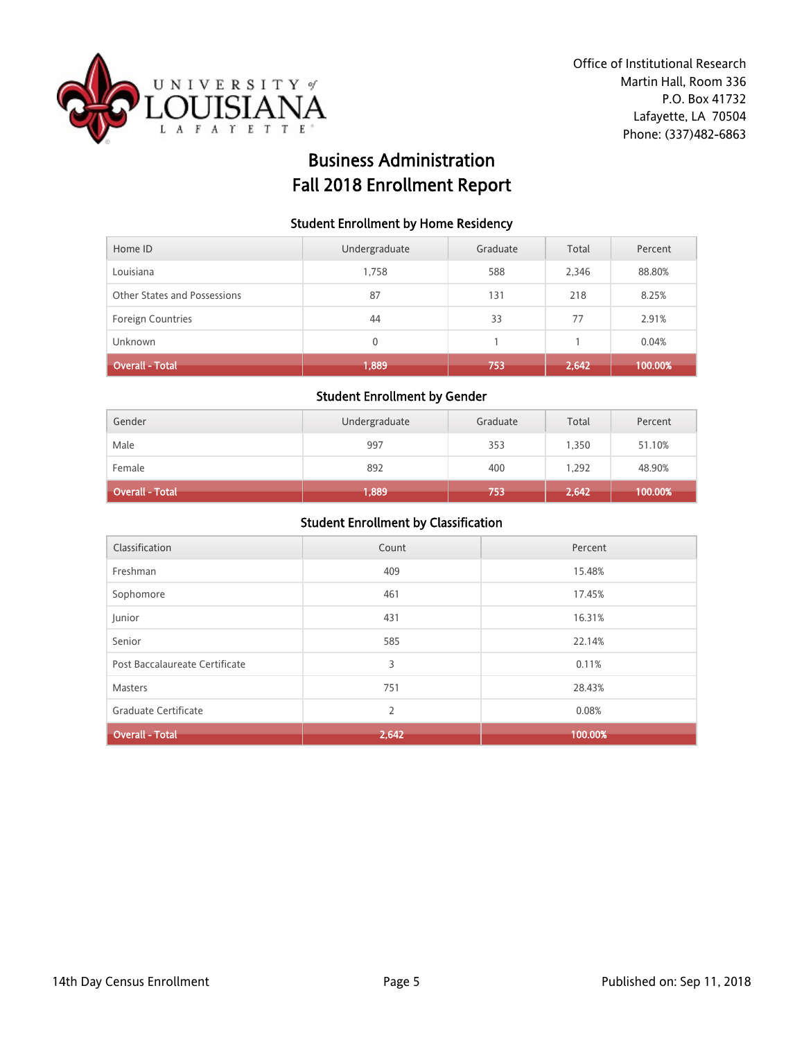Office of Institutional Research
Martin Hall, Room 336
P.O. Box 41732
Lafayette, LA 70504
Phone: (337)482-6863

# Business Administration
# Fall 2018 Enrollment Report

### Student Enrollment by Home Residency

| Home ID | Undergraduate | Graduate | Total | Percent |
|---|---|---|---|---|
| Louisiana | 1,758 | 588 | 2,346 | 88.80% |
| Other States and Possessions | 87 | 131 | 218 | 8.25% |
| Foreign Countries | 44 | 33 | 77 | 2.91% |
| Unknown | 0 | 1 | 1 | 0.04% |
| **Overall - Total** | **1,889** | **753** | **2,642** | **100.00%** |

### Student Enrollment by Gender

| Gender | Undergraduate | Graduate | Total | Percent |
|---|---|---|---|---|
| Male | 997 | 353 | 1,350 | 51.10% |
| Female | 892 | 400 | 1,292 | 48.90% |
| **Overall - Total** | **1,889** | **753** | **2,642** | **100.00%** |

### Student Enrollment by Classification

| Classification | Count | Percent |
|---|---|---|
| Freshman | 409 | 15.48% |
| Sophomore | 461 | 17.45% |
| Junior | 431 | 16.31% |
| Senior | 585 | 22.14% |
| Post Baccalaureate Certificate | 3 | 0.11% |
| Masters | 751 | 28.43% |
| Graduate Certificate | 2 | 0.08% |
| **Overall - Total** | **2,642** | **100.00%** |

14th Day Census Enrollment

Published on: Sep 11, 2018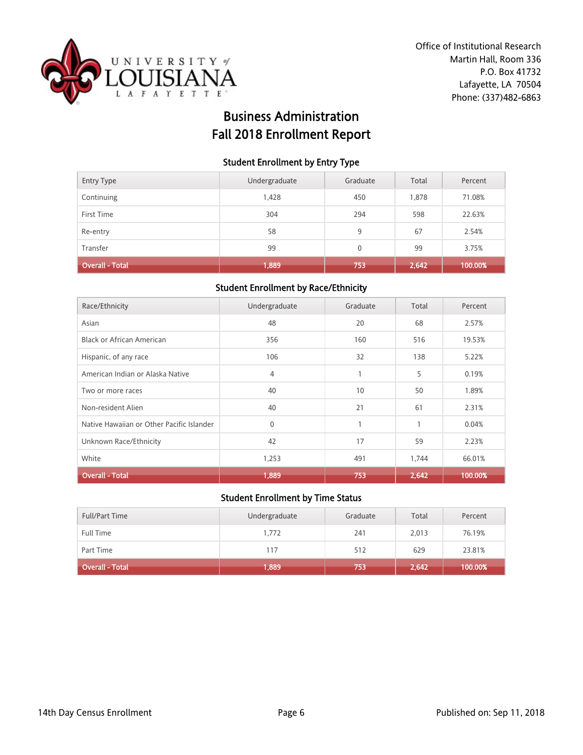Office of Institutional Research
Martin Hall, Room 336
P.O. Box 41732
Lafayette, LA 70504
Phone: (337)482-6863

# Business Administration
# Fall 2018 Enrollment Report

### Student Enrollment by Entry Type

| Entry Type | Undergraduate | Graduate | Total | Percent |
|---|---|---|---|---|
| Continuing | 1,428 | 450 | 1,878 | 71.08% |
| First Time | 304 | 294 | 598 | 22.63% |
| Re-entry | 58 | 9 | 67 | 2.54% |
| Transfer | 99 | 0 | 99 | 3.75% |
| **Overall - Total** | **1,889** | **753** | **2,642** | **100.00%** |

### Student Enrollment by Race/Ethnicity

| Race/Ethnicity | Undergraduate | Graduate | Total | Percent |
|---|---|---|---|---|
| Asian | 48 | 20 | 68 | 2.57% |
| Black or African American | 356 | 160 | 516 | 19.53% |
| Hispanic, of any race | 106 | 32 | 138 | 5.22% |
| American Indian or Alaska Native | 4 | 1 | 5 | 0.19% |
| Two or more races | 40 | 10 | 50 | 1.89% |
| Non-resident Alien | 40 | 21 | 61 | 2.31% |
| Native Hawaiian or Other Pacific Islander | 0 | 1 | 1 | 0.04% |
| Unknown Race/Ethnicity | 42 | 17 | 59 | 2.23% |
| White | 1,253 | 491 | 1,744 | 66.01% |
| **Overall - Total** | **1,889** | **753** | **2,642** | **100.00%** |

### Student Enrollment by Time Status

| Full/Part Time | Undergraduate | Graduate | Total | Percent |
|---|---|---|---|---|
| Full Time | 1,772 | 241 | 2,013 | 76.19% |
| Part Time | 117 | 512 | 629 | 23.81% |
| **Overall - Total** | **1,889** | **753** | **2,642** | **100.00%** |

14th Day Census Enrollment

Published on: Sep 11, 2018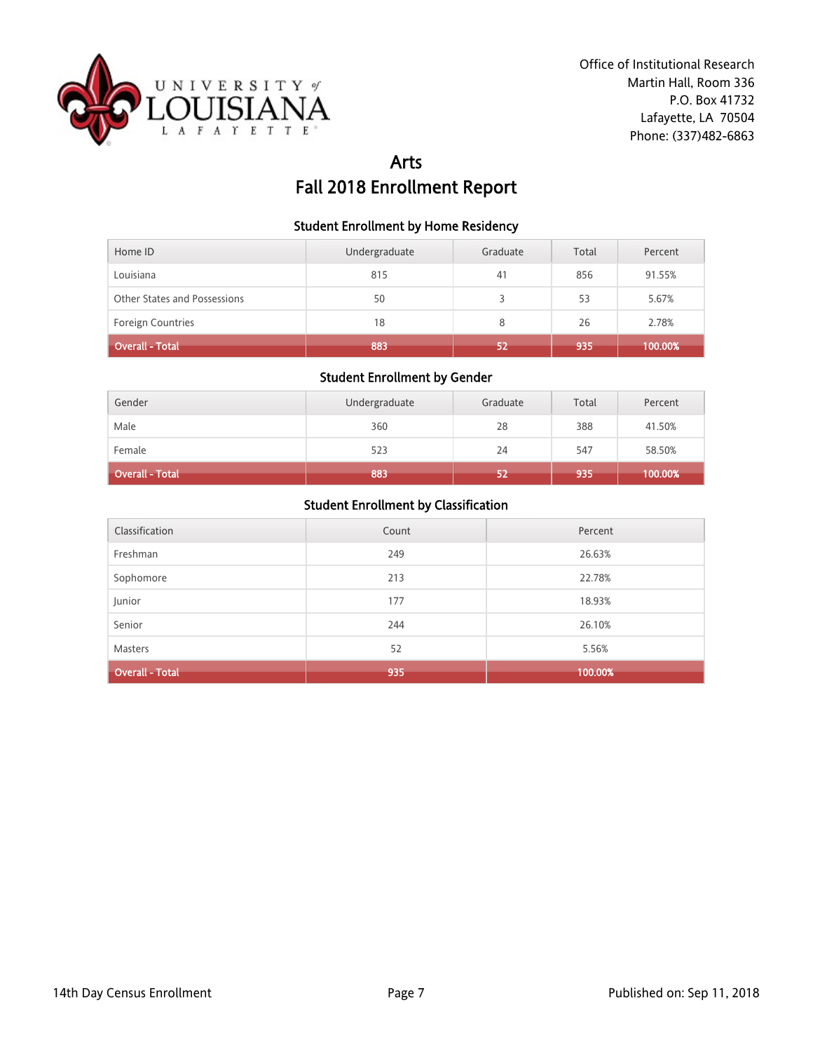Office of Institutional Research
Martin Hall, Room 336
P.O. Box 41732
Lafayette, LA 70504
Phone: (337)482-6863

# Arts
# Fall 2018 Enrollment Report

### Student Enrollment by Home Residency

| Home ID | Undergraduate | Graduate | Total | Percent |
|---|---|---|---|---|
| Louisiana | 815 | 41 | 856 | 91.55% |
| Other States and Possessions | 50 | 3 | 53 | 5.67% |
| Foreign Countries | 18 | 8 | 26 | 2.78% |
| **Overall - Total** | **883** | **52** | **935** | **100.00%** |

### Student Enrollment by Gender

| Gender | Undergraduate | Graduate | Total | Percent |
|---|---|---|---|---|
| Male | 360 | 28 | 388 | 41.50% |
| Female | 523 | 24 | 547 | 58.50% |
| **Overall - Total** | **883** | **52** | **935** | **100.00%** |

### Student Enrollment by Classification

| Classification | Count | Percent |
|---|---|---|
| Freshman | 249 | 26.63% |
| Sophomore | 213 | 22.78% |
| Junior | 177 | 18.93% |
| Senior | 244 | 26.10% |
| Masters | 52 | 5.56% |
| **Overall - Total** | **935** | **100.00%** |

14th Day Census Enrollment

Published on: Sep 11, 2018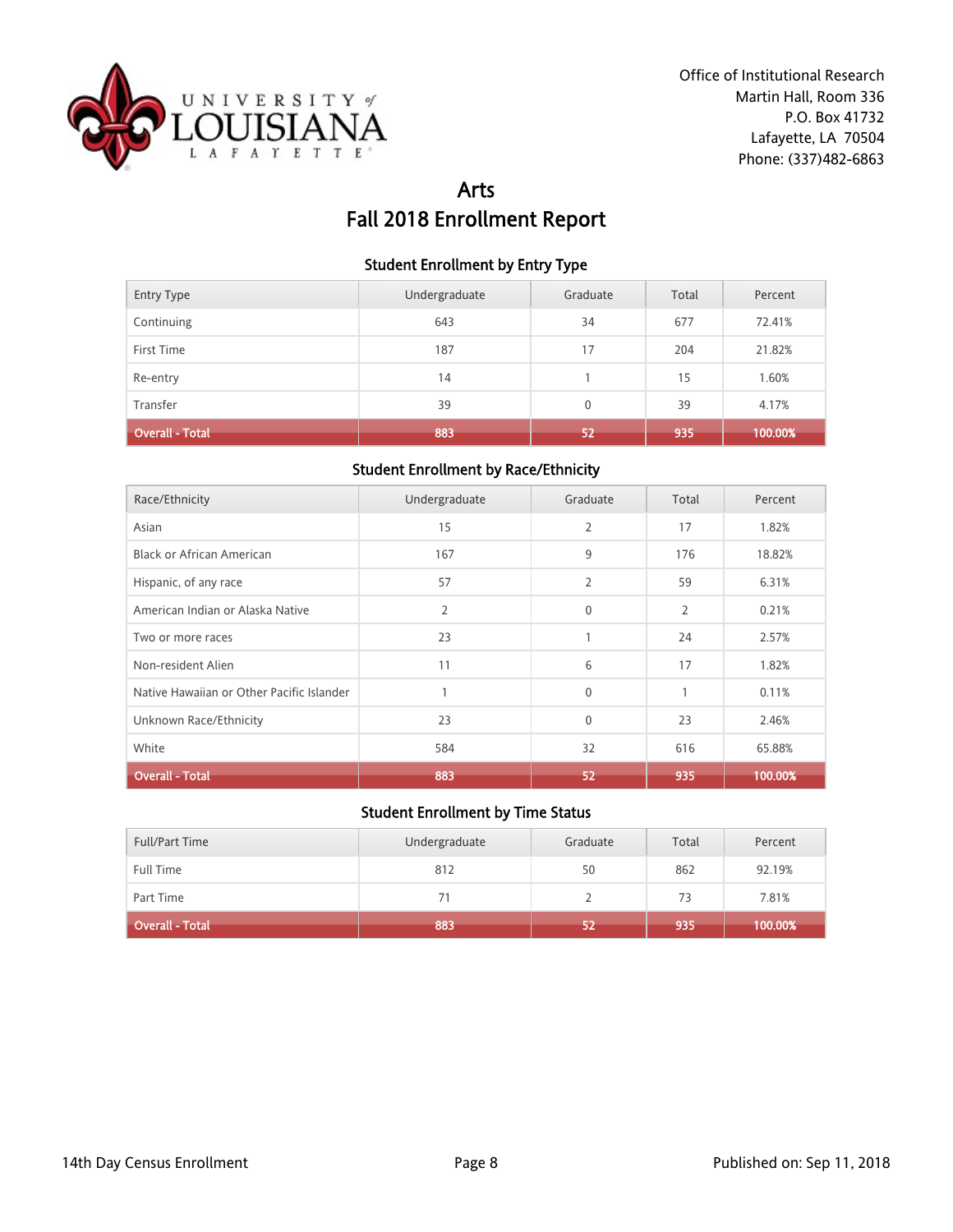Office of Institutional Research
Martin Hall, Room 336
P.O. Box 41732
Lafayette, LA 70504
Phone: (337)482-6863

# Arts
# Fall 2018 Enrollment Report

### Student Enrollment by Entry Type

| Entry Type | Undergraduate | Graduate | Total | Percent |
|---|---|---|---|---|
| Continuing | 643 | 34 | 677 | 72.41% |
| First Time | 187 | 17 | 204 | 21.82% |
| Re-entry | 14 | 1 | 15 | 1.60% |
| Transfer | 39 | 0 | 39 | 4.17% |
| **Overall - Total** | **883** | **52** | **935** | **100.00%** |

### Student Enrollment by Race/Ethnicity

| Race/Ethnicity | Undergraduate | Graduate | Total | Percent |
|---|---|---|---|---|
| Asian | 15 | 2 | 17 | 1.82% |
| Black or African American | 167 | 9 | 176 | 18.82% |
| Hispanic, of any race | 57 | 2 | 59 | 6.31% |
| American Indian or Alaska Native | 2 | 0 | 2 | 0.21% |
| Two or more races | 23 | 1 | 24 | 2.57% |
| Non-resident Alien | 11 | 6 | 17 | 1.82% |
| Native Hawaiian or Other Pacific Islander | 1 | 0 | 1 | 0.11% |
| Unknown Race/Ethnicity | 23 | 0 | 23 | 2.46% |
| White | 584 | 32 | 616 | 65.88% |
| **Overall - Total** | **883** | **52** | **935** | **100.00%** |

### Student Enrollment by Time Status

| Full/Part Time | Undergraduate | Graduate | Total | Percent |
|---|---|---|---|---|
| Full Time | 812 | 50 | 862 | 92.19% |
| Part Time | 71 | 2 | 73 | 7.81% |
| **Overall - Total** | **883** | **52** | **935** | **100.00%** |

14th Day Census Enrollment

Published on: Sep 11, 2018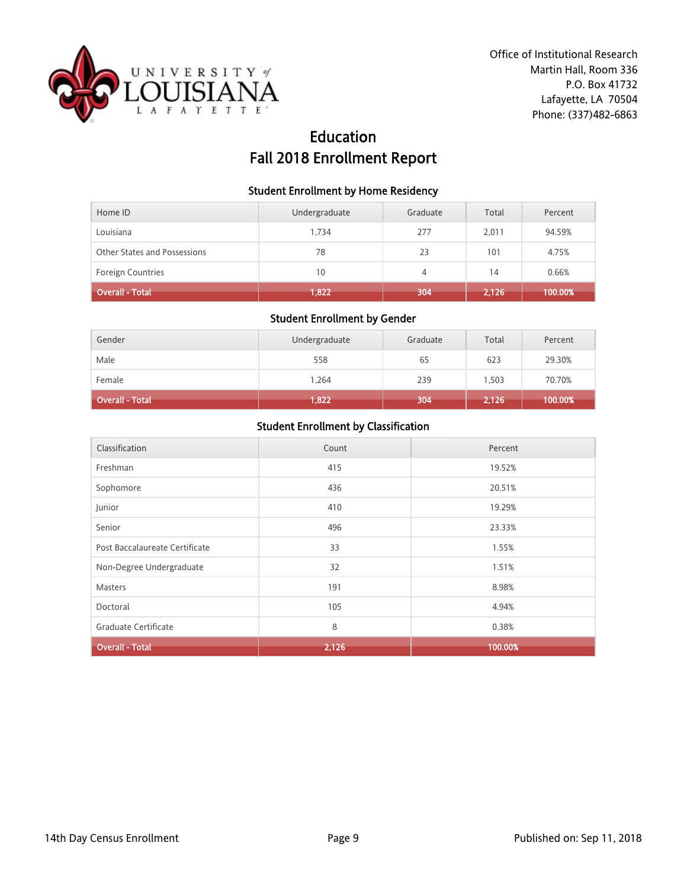Office of Institutional Research
Martin Hall, Room 336
P.O. Box 41732
Lafayette, LA 70504
Phone: (337)482-6863

# Education
# Fall 2018 Enrollment Report

### Student Enrollment by Home Residency

| Home ID | Undergraduate | Graduate | Total | Percent |
|---|---|---|---|---|
| Louisiana | 1,734 | 277 | 2,011 | 94.59% |
| Other States and Possessions | 78 | 23 | 101 | 4.75% |
| Foreign Countries | 10 | 4 | 14 | 0.66% |
| **Overall - Total** | **1,822** | **304** | **2,126** | **100.00%** |

### Student Enrollment by Gender

| Gender | Undergraduate | Graduate | Total | Percent |
|---|---|---|---|---|
| Male | 558 | 65 | 623 | 29.30% |
| Female | 1,264 | 239 | 1,503 | 70.70% |
| **Overall - Total** | **1,822** | **304** | **2,126** | **100.00%** |

### Student Enrollment by Classification

| Classification | Count | Percent |
|---|---|---|
| Freshman | 415 | 19.52% |
| Sophomore | 436 | 20.51% |
| Junior | 410 | 19.29% |
| Senior | 496 | 23.33% |
| Post Baccalaureate Certificate | 33 | 1.55% |
| Non-Degree Undergraduate | 32 | 1.51% |
| Masters | 191 | 8.98% |
| Doctoral | 105 | 4.94% |
| Graduate Certificate | 8 | 0.38% |
| **Overall - Total** | **2,126** | **100.00%** |

14th Day Census Enrollment

Published on: Sep 11, 2018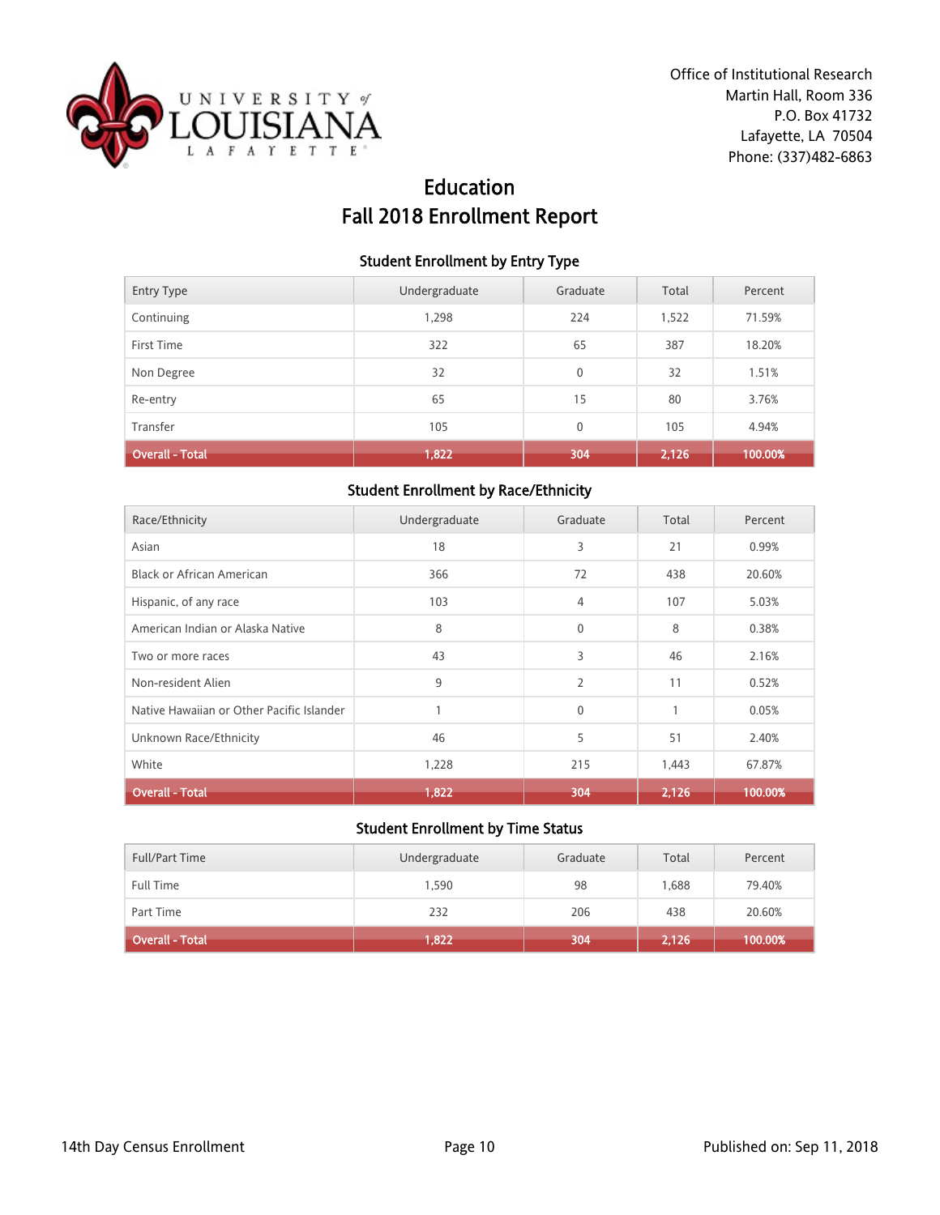Office of Institutional Research
Martin Hall, Room 336
P.O. Box 41732
Lafayette, LA 70504
Phone: (337)482-6863

# Education
# Fall 2018 Enrollment Report

### Student Enrollment by Entry Type

| Entry Type | Undergraduate | Graduate | Total | Percent |
|---|---|---|---|---|
| Continuing | 1,298 | 224 | 1,522 | 71.59% |
| First Time | 322 | 65 | 387 | 18.20% |
| Non Degree | 32 | 0 | 32 | 1.51% |
| Re-entry | 65 | 15 | 80 | 3.76% |
| Transfer | 105 | 0 | 105 | 4.94% |
| **Overall - Total** | **1,822** | **304** | **2,126** | **100.00%** |

### Student Enrollment by Race/Ethnicity

| Race/Ethnicity | Undergraduate | Graduate | Total | Percent |
|---|---|---|---|---|
| Asian | 18 | 3 | 21 | 0.99% |
| Black or African American | 366 | 72 | 438 | 20.60% |
| Hispanic, of any race | 103 | 4 | 107 | 5.03% |
| American Indian or Alaska Native | 8 | 0 | 8 | 0.38% |
| Two or more races | 43 | 3 | 46 | 2.16% |
| Non-resident Alien | 9 | 2 | 11 | 0.52% |
| Native Hawaiian or Other Pacific Islander | 1 | 0 | 1 | 0.05% |
| Unknown Race/Ethnicity | 46 | 5 | 51 | 2.40% |
| White | 1,228 | 215 | 1,443 | 67.87% |
| **Overall - Total** | **1,822** | **304** | **2,126** | **100.00%** |

### Student Enrollment by Time Status

| Full/Part Time | Undergraduate | Graduate | Total | Percent |
|---|---|---|---|---|
| Full Time | 1,590 | 98 | 1,688 | 79.40% |
| Part Time | 232 | 206 | 438 | 20.60% |
| **Overall - Total** | **1,822** | **304** | **2,126** | **100.00%** |

14th Day Census Enrollment

Published on: Sep 11, 2018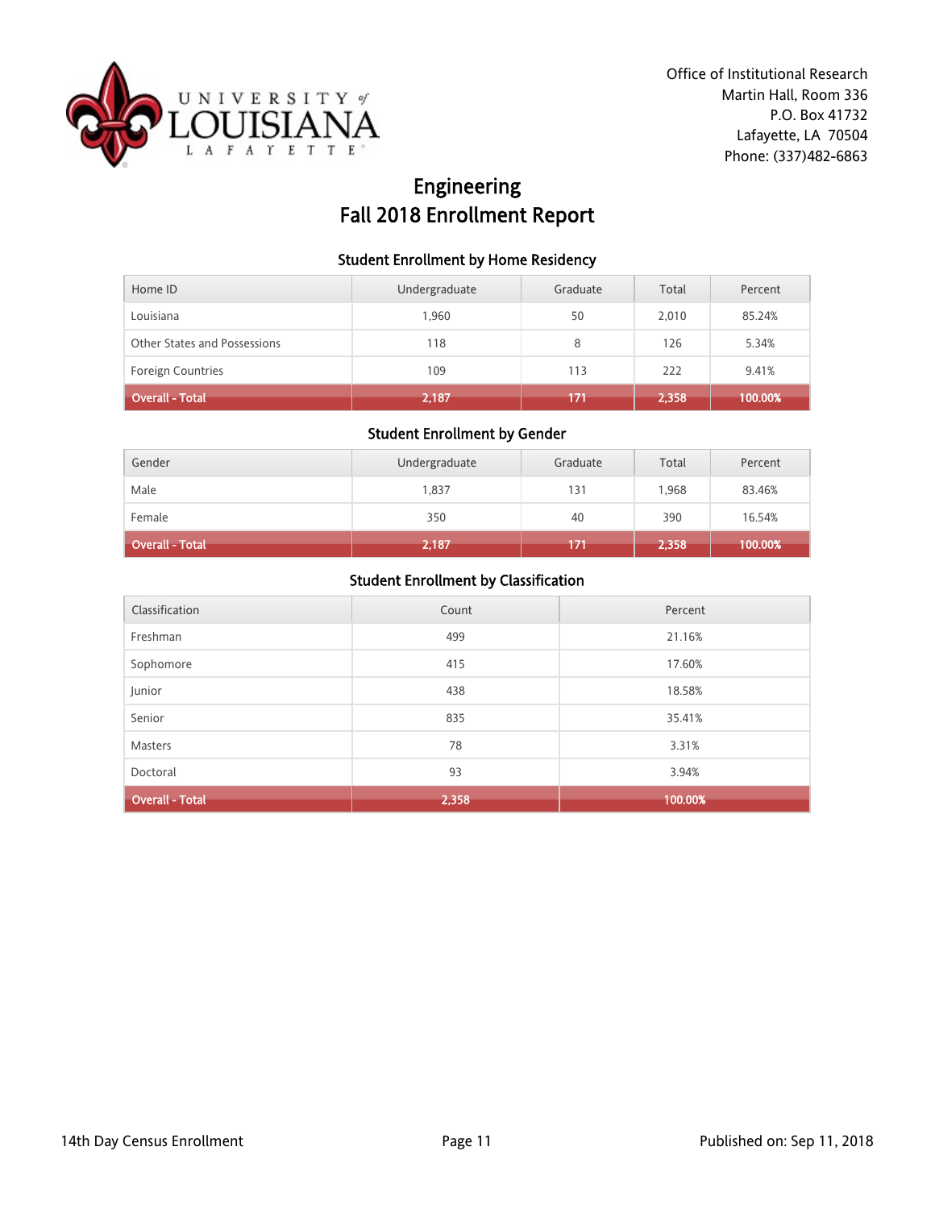Office of Institutional Research
Martin Hall, Room 336
P.O. Box 41732
Lafayette, LA 70504
Phone: (337)482-6863

# Engineering
# Fall 2018 Enrollment Report

### Student Enrollment by Home Residency

| Home ID | Undergraduate | Graduate | Total | Percent |
|---|---|---|---|---|
| Louisiana | 1,960 | 50 | 2,010 | 85.24% |
| Other States and Possessions | 118 | 8 | 126 | 5.34% |
| Foreign Countries | 109 | 113 | 222 | 9.41% |
| **Overall - Total** | **2,187** | **171** | **2,358** | **100.00%** |

### Student Enrollment by Gender

| Gender | Undergraduate | Graduate | Total | Percent |
|---|---|---|---|---|
| Male | 1,837 | 131 | 1,968 | 83.46% |
| Female | 350 | 40 | 390 | 16.54% |
| **Overall - Total** | **2,187** | **171** | **2,358** | **100.00%** |

### Student Enrollment by Classification

| Classification | Count | Percent |
|---|---|---|
| Freshman | 499 | 21.16% |
| Sophomore | 415 | 17.60% |
| Junior | 438 | 18.58% |
| Senior | 835 | 35.41% |
| Masters | 78 | 3.31% |
| Doctoral | 93 | 3.94% |
| **Overall - Total** | **2,358** | **100.00%** |

14th Day Census Enrollment

Published on: Sep 11, 2018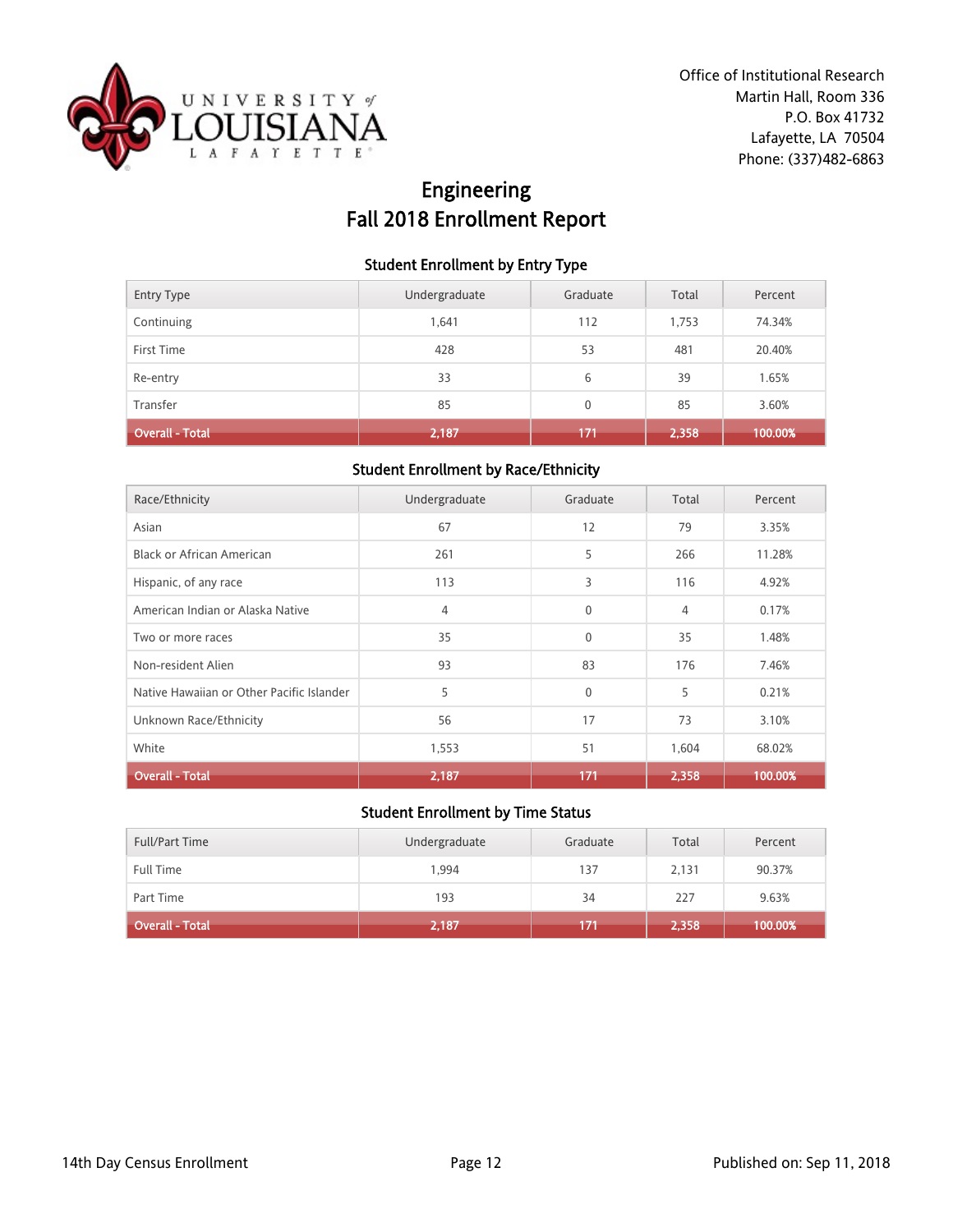Office of Institutional Research
Martin Hall, Room 336
P.O. Box 41732
Lafayette, LA 70504
Phone: (337)482-6863

# Engineering
# Fall 2018 Enrollment Report

### Student Enrollment by Entry Type

| Entry Type | Undergraduate | Graduate | Total | Percent |
|---|---|---|---|---|
| Continuing | 1,641 | 112 | 1,753 | 74.34% |
| First Time | 428 | 53 | 481 | 20.40% |
| Re-entry | 33 | 6 | 39 | 1.65% |
| Transfer | 85 | 0 | 85 | 3.60% |
| **Overall - Total** | **2,187** | **171** | **2,358** | **100.00%** |

### Student Enrollment by Race/Ethnicity

| Race/Ethnicity | Undergraduate | Graduate | Total | Percent |
|---|---|---|---|---|
| Asian | 67 | 12 | 79 | 3.35% |
| Black or African American | 261 | 5 | 266 | 11.28% |
| Hispanic, of any race | 113 | 3 | 116 | 4.92% |
| American Indian or Alaska Native | 4 | 0 | 4 | 0.17% |
| Two or more races | 35 | 0 | 35 | 1.48% |
| Non-resident Alien | 93 | 83 | 176 | 7.46% |
| Native Hawaiian or Other Pacific Islander | 5 | 0 | 5 | 0.21% |
| Unknown Race/Ethnicity | 56 | 17 | 73 | 3.10% |
| White | 1,553 | 51 | 1,604 | 68.02% |
| **Overall - Total** | **2,187** | **171** | **2,358** | **100.00%** |

### Student Enrollment by Time Status

| Full/Part Time | Undergraduate | Graduate | Total | Percent |
|---|---|---|---|---|
| Full Time | 1,994 | 137 | 2,131 | 90.37% |
| Part Time | 193 | 34 | 227 | 9.63% |
| **Overall - Total** | **2,187** | **171** | **2,358** | **100.00%** |

14th Day Census Enrollment

Published on: Sep 11, 2018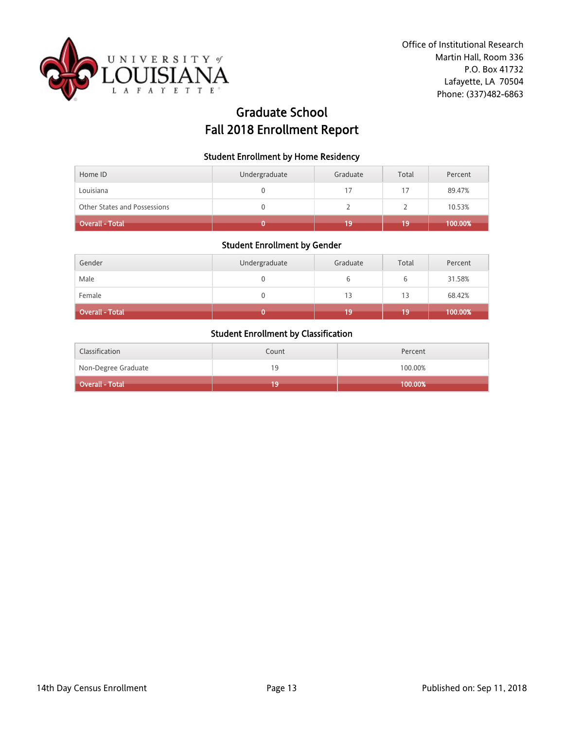Office of Institutional Research
Martin Hall, Room 336
P.O. Box 41732
Lafayette, LA 70504
Phone: (337)482-6863

# Graduate School
# Fall 2018 Enrollment Report

### Student Enrollment by Home Residency

| Home ID | Undergraduate | Graduate | Total | Percent |
|---|---|---|---|---|
| Louisiana | 0 | 17 | 17 | 89.47% |
| Other States and Possessions | 0 | 2 | 2 | 10.53% |
| **Overall - Total** | **0** | **19** | **19** | **100.00%** |

### Student Enrollment by Gender

| Gender | Undergraduate | Graduate | Total | Percent |
|---|---|---|---|---|
| Male | 0 | 6 | 6 | 31.58% |
| Female | 0 | 13 | 13 | 68.42% |
| **Overall - Total** | **0** | **19** | **19** | **100.00%** |

### Student Enrollment by Classification

| Classification | Count | Percent |
|---|---|---|
| Non-Degree Graduate | 19 | 100.00% |
| **Overall - Total** | **19** | **100.00%** |

14th Day Census Enrollment

Published on: Sep 11, 2018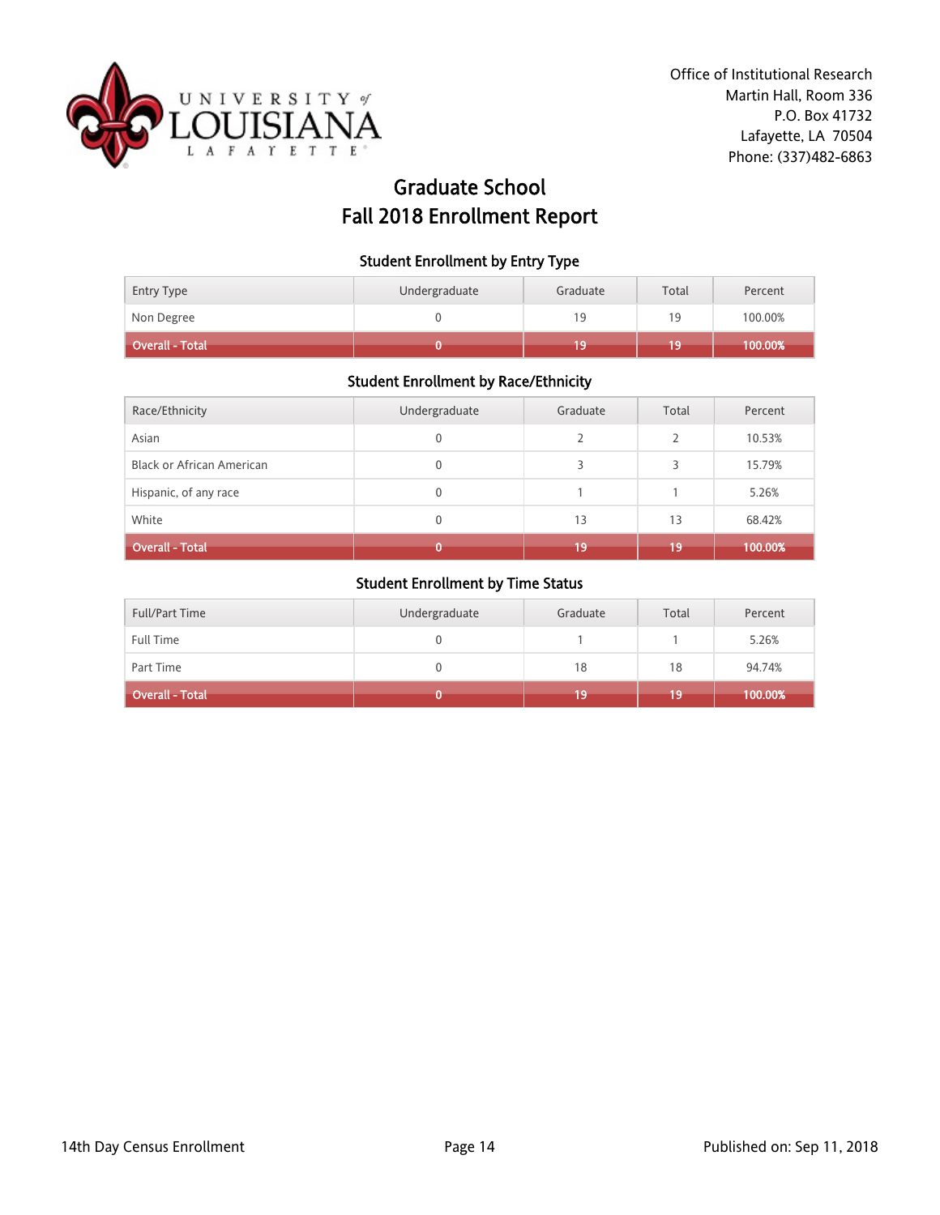Office of Institutional Research
Martin Hall, Room 336
P.O. Box 41732
Lafayette, LA 70504
Phone: (337)482-6863

# Graduate School
# Fall 2018 Enrollment Report

### Student Enrollment by Entry Type

| Entry Type | Undergraduate | Graduate | Total | Percent |
|---|---|---|---|---|
| Non Degree | 0 | 19 | 19 | 100.00% |
| **Overall - Total** | **0** | **19** | **19** | **100.00%** |

### Student Enrollment by Race/Ethnicity

| Race/Ethnicity | Undergraduate | Graduate | Total | Percent |
|---|---|---|---|---|
| Asian | 0 | 2 | 2 | 10.53% |
| Black or African American | 0 | 3 | 3 | 15.79% |
| Hispanic, of any race | 0 | 1 | 1 | 5.26% |
| White | 0 | 13 | 13 | 68.42% |
| **Overall - Total** | **0** | **19** | **19** | **100.00%** |

### Student Enrollment by Time Status

| Full/Part Time | Undergraduate | Graduate | Total | Percent |
|---|---|---|---|---|
| Full Time | 0 | 1 | 1 | 5.26% |
| Part Time | 0 | 18 | 18 | 94.74% |
| **Overall - Total** | **0** | **19** | **19** | **100.00%** |

14th Day Census Enrollment

Published on: Sep 11, 2018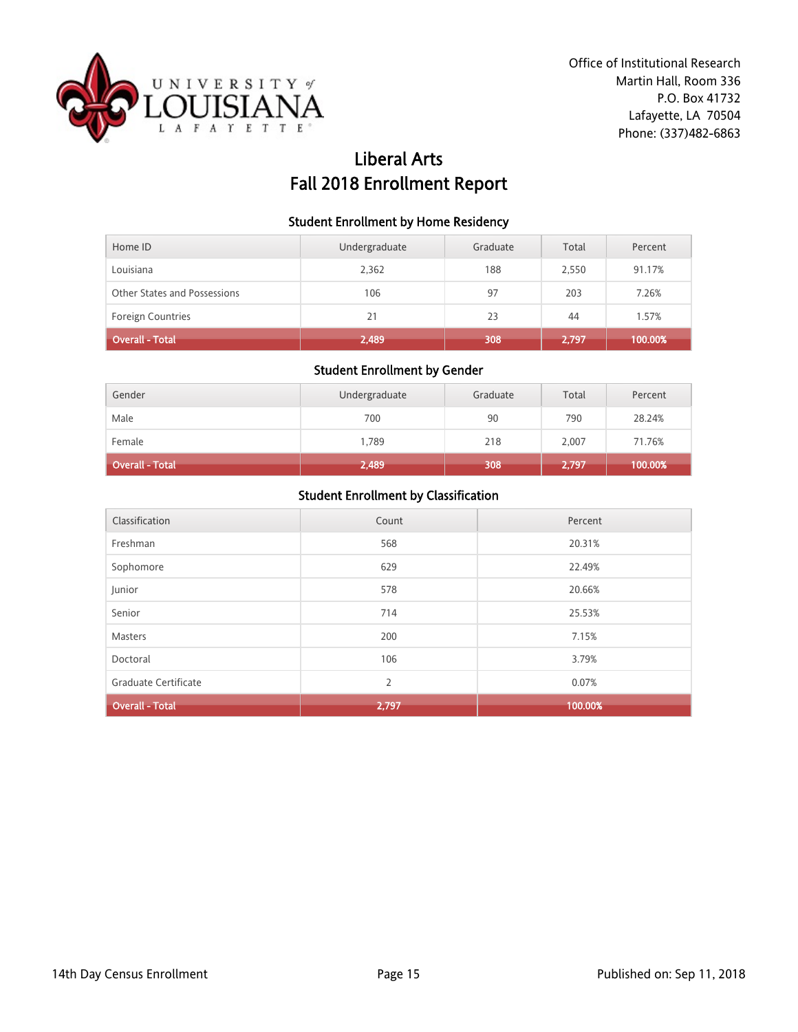Office of Institutional Research
Martin Hall, Room 336
P.O. Box 41732
Lafayette, LA 70504
Phone: (337)482-6863

# Liberal Arts
# Fall 2018 Enrollment Report

### Student Enrollment by Home Residency

| Home ID | Undergraduate | Graduate | Total | Percent |
|---|---|---|---|---|
| Louisiana | 2,362 | 188 | 2,550 | 91.17% |
| Other States and Possessions | 106 | 97 | 203 | 7.26% |
| Foreign Countries | 21 | 23 | 44 | 1.57% |
| **Overall - Total** | **2,489** | **308** | **2,797** | **100.00%** |

### Student Enrollment by Gender

| Gender | Undergraduate | Graduate | Total | Percent |
|---|---|---|---|---|
| Male | 700 | 90 | 790 | 28.24% |
| Female | 1,789 | 218 | 2,007 | 71.76% |
| **Overall - Total** | **2,489** | **308** | **2,797** | **100.00%** |

### Student Enrollment by Classification

| Classification | Count | Percent |
|---|---|---|
| Freshman | 568 | 20.31% |
| Sophomore | 629 | 22.49% |
| Junior | 578 | 20.66% |
| Senior | 714 | 25.53% |
| Masters | 200 | 7.15% |
| Doctoral | 106 | 3.79% |
| Graduate Certificate | 2 | 0.07% |
| **Overall - Total** | **2,797** | **100.00%** |

14th Day Census Enrollment

Published on: Sep 11, 2018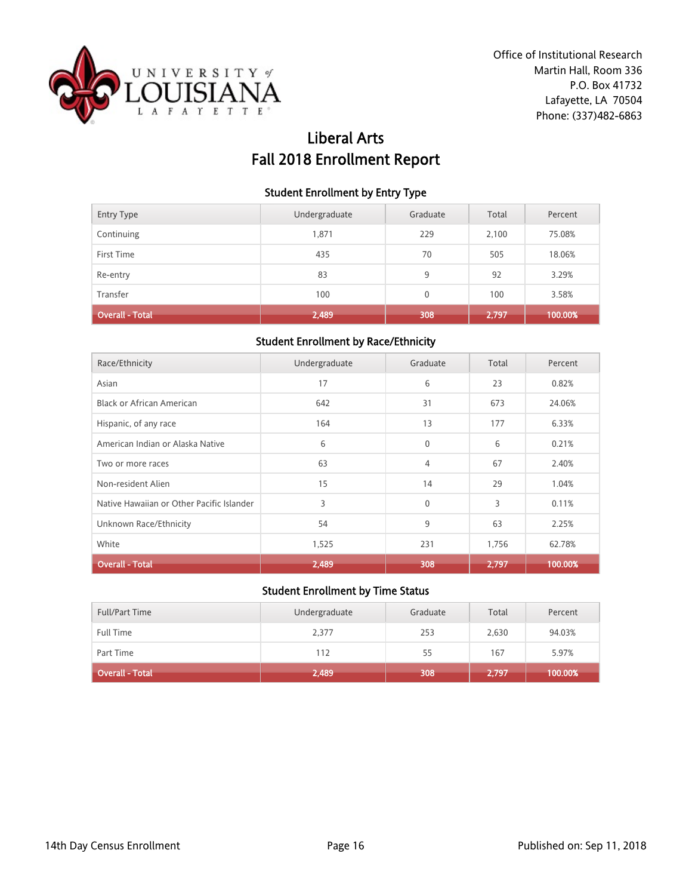Office of Institutional Research
Martin Hall, Room 336
P.O. Box 41732
Lafayette, LA 70504
Phone: (337)482-6863

# Liberal Arts
# Fall 2018 Enrollment Report

### Student Enrollment by Entry Type

| Entry Type | Undergraduate | Graduate | Total | Percent |
|---|---|---|---|---|
| Continuing | 1,871 | 229 | 2,100 | 75.08% |
| First Time | 435 | 70 | 505 | 18.06% |
| Re-entry | 83 | 9 | 92 | 3.29% |
| Transfer | 100 | 0 | 100 | 3.58% |
| **Overall - Total** | **2,489** | **308** | **2,797** | **100.00%** |

### Student Enrollment by Race/Ethnicity

| Race/Ethnicity | Undergraduate | Graduate | Total | Percent |
|---|---|---|---|---|
| Asian | 17 | 6 | 23 | 0.82% |
| Black or African American | 642 | 31 | 673 | 24.06% |
| Hispanic, of any race | 164 | 13 | 177 | 6.33% |
| American Indian or Alaska Native | 6 | 0 | 6 | 0.21% |
| Two or more races | 63 | 4 | 67 | 2.40% |
| Non-resident Alien | 15 | 14 | 29 | 1.04% |
| Native Hawaiian or Other Pacific Islander | 3 | 0 | 3 | 0.11% |
| Unknown Race/Ethnicity | 54 | 9 | 63 | 2.25% |
| White | 1,525 | 231 | 1,756 | 62.78% |
| **Overall - Total** | **2,489** | **308** | **2,797** | **100.00%** |

### Student Enrollment by Time Status

| Full/Part Time | Undergraduate | Graduate | Total | Percent |
|---|---|---|---|---|
| Full Time | 2,377 | 253 | 2,630 | 94.03% |
| Part Time | 112 | 55 | 167 | 5.97% |
| **Overall - Total** | **2,489** | **308** | **2,797** | **100.00%** |

14th Day Census Enrollment

Published on: Sep 11, 2018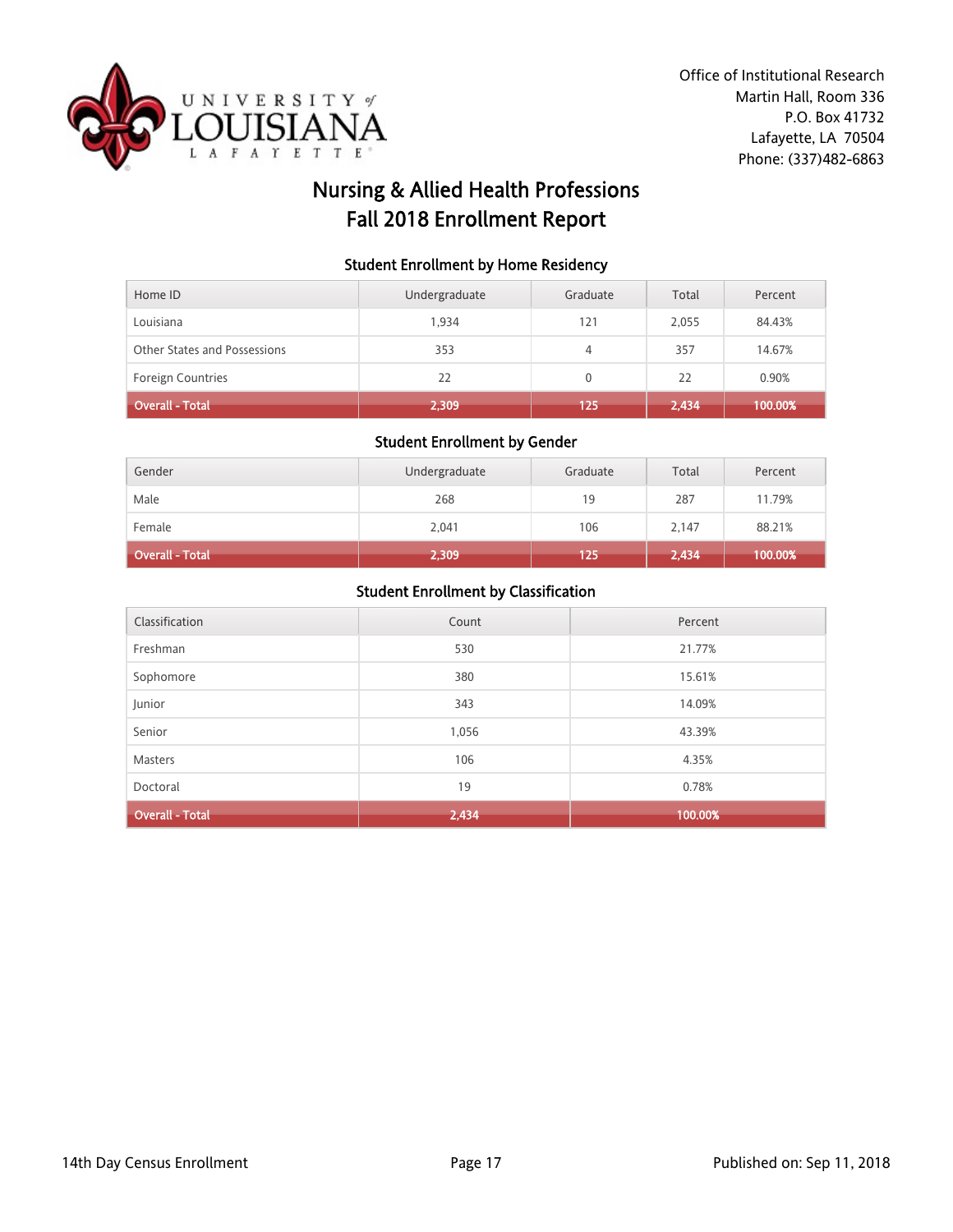Office of Institutional Research
Martin Hall, Room 336
P.O. Box 41732
Lafayette, LA 70504
Phone: (337)482-6863

# Nursing & Allied Health Professions
# Fall 2018 Enrollment Report

### Student Enrollment by Home Residency

| Home ID | Undergraduate | Graduate | Total | Percent |
|---|---|---|---|---|
| Louisiana | 1,934 | 121 | 2,055 | 84.43% |
| Other States and Possessions | 353 | 4 | 357 | 14.67% |
| Foreign Countries | 22 | 0 | 22 | 0.90% |
| **Overall - Total** | **2,309** | **125** | **2,434** | **100.00%** |

### Student Enrollment by Gender

| Gender | Undergraduate | Graduate | Total | Percent |
|---|---|---|---|---|
| Male | 268 | 19 | 287 | 11.79% |
| Female | 2,041 | 106 | 2,147 | 88.21% |
| **Overall - Total** | **2,309** | **125** | **2,434** | **100.00%** |

### Student Enrollment by Classification

| Classification | Count | Percent |
|---|---|---|
| Freshman | 530 | 21.77% |
| Sophomore | 380 | 15.61% |
| Junior | 343 | 14.09% |
| Senior | 1,056 | 43.39% |
| Masters | 106 | 4.35% |
| Doctoral | 19 | 0.78% |
| **Overall - Total** | **2,434** | **100.00%** |

14th Day Census Enrollment

Published on: Sep 11, 2018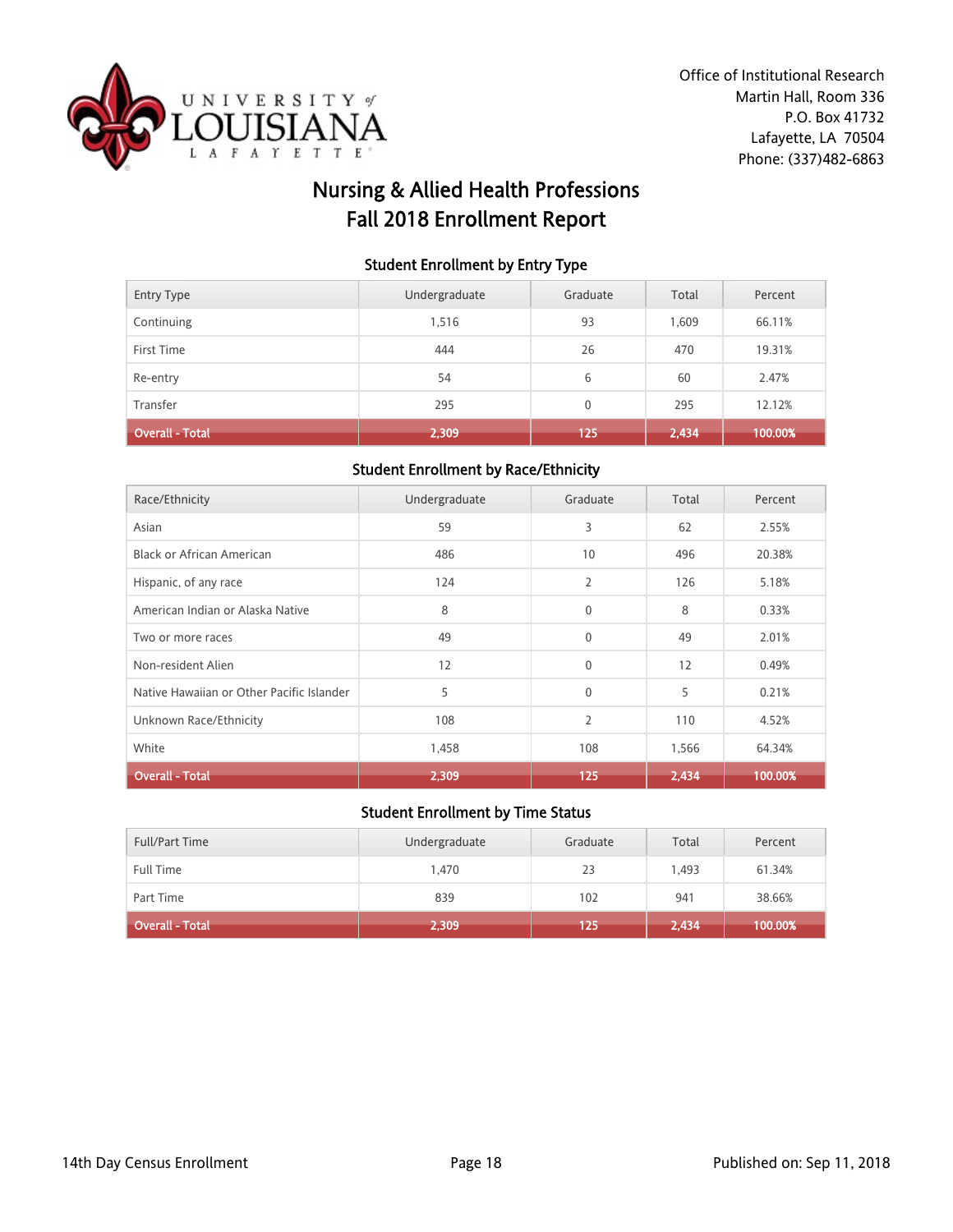Office of Institutional Research
Martin Hall, Room 336
P.O. Box 41732
Lafayette, LA 70504
Phone: (337)482-6863

# Nursing & Allied Health Professions
# Fall 2018 Enrollment Report

### Student Enrollment by Entry Type

| Entry Type | Undergraduate | Graduate | Total | Percent |
|---|---|---|---|---|
| Continuing | 1,516 | 93 | 1,609 | 66.11% |
| First Time | 444 | 26 | 470 | 19.31% |
| Re-entry | 54 | 6 | 60 | 2.47% |
| Transfer | 295 | 0 | 295 | 12.12% |
| **Overall - Total** | **2,309** | **125** | **2,434** | **100.00%** |

### Student Enrollment by Race/Ethnicity

| Race/Ethnicity | Undergraduate | Graduate | Total | Percent |
|---|---|---|---|---|
| Asian | 59 | 3 | 62 | 2.55% |
| Black or African American | 486 | 10 | 496 | 20.38% |
| Hispanic, of any race | 124 | 2 | 126 | 5.18% |
| American Indian or Alaska Native | 8 | 0 | 8 | 0.33% |
| Two or more races | 49 | 0 | 49 | 2.01% |
| Non-resident Alien | 12 | 0 | 12 | 0.49% |
| Native Hawaiian or Other Pacific Islander | 5 | 0 | 5 | 0.21% |
| Unknown Race/Ethnicity | 108 | 2 | 110 | 4.52% |
| White | 1,458 | 108 | 1,566 | 64.34% |
| **Overall - Total** | **2,309** | **125** | **2,434** | **100.00%** |

### Student Enrollment by Time Status

| Full/Part Time | Undergraduate | Graduate | Total | Percent |
|---|---|---|---|---|
| Full Time | 1,470 | 23 | 1,493 | 61.34% |
| Part Time | 839 | 102 | 941 | 38.66% |
| **Overall - Total** | **2,309** | **125** | **2,434** | **100.00%** |

14th Day Census Enrollment

Published on: Sep 11, 2018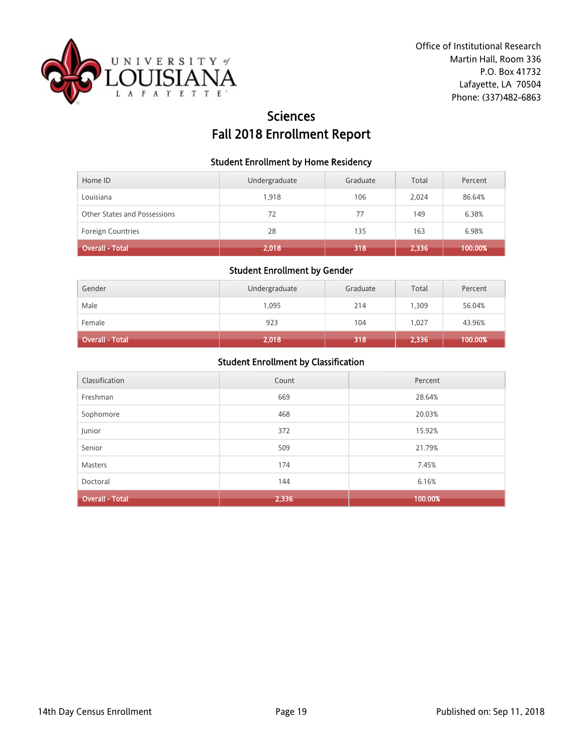Office of Institutional Research
Martin Hall, Room 336
P.O. Box 41732
Lafayette, LA 70504
Phone: (337)482-6863

# Sciences
# Fall 2018 Enrollment Report

### Student Enrollment by Home Residency

| Home ID | Undergraduate | Graduate | Total | Percent |
|---|---|---|---|---|
| Louisiana | 1,918 | 106 | 2,024 | 86.64% |
| Other States and Possessions | 72 | 77 | 149 | 6.38% |
| Foreign Countries | 28 | 135 | 163 | 6.98% |
| **Overall - Total** | **2,018** | **318** | **2,336** | **100.00%** |

### Student Enrollment by Gender

| Gender | Undergraduate | Graduate | Total | Percent |
|---|---|---|---|---|
| Male | 1,095 | 214 | 1,309 | 56.04% |
| Female | 923 | 104 | 1,027 | 43.96% |
| **Overall - Total** | **2,018** | **318** | **2,336** | **100.00%** |

### Student Enrollment by Classification

| Classification | Count | Percent |
|---|---|---|
| Freshman | 669 | 28.64% |
| Sophomore | 468 | 20.03% |
| Junior | 372 | 15.92% |
| Senior | 509 | 21.79% |
| Masters | 174 | 7.45% |
| Doctoral | 144 | 6.16% |
| **Overall - Total** | **2,336** | **100.00%** |

14th Day Census Enrollment

Published on: Sep 11, 2018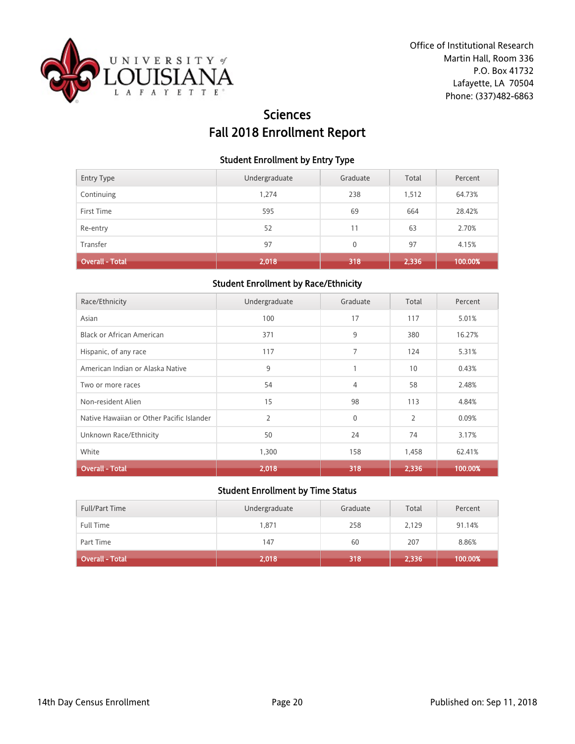Office of Institutional Research
Martin Hall, Room 336
P.O. Box 41732
Lafayette, LA 70504
Phone: (337)482-6863

# Sciences
# Fall 2018 Enrollment Report

### Student Enrollment by Entry Type

| Entry Type | Undergraduate | Graduate | Total | Percent |
|---|---|---|---|---|
| Continuing | 1,274 | 238 | 1,512 | 64.73% |
| First Time | 595 | 69 | 664 | 28.42% |
| Re-entry | 52 | 11 | 63 | 2.70% |
| Transfer | 97 | 0 | 97 | 4.15% |
| **Overall - Total** | **2,018** | **318** | **2,336** | **100.00%** |

### Student Enrollment by Race/Ethnicity

| Race/Ethnicity | Undergraduate | Graduate | Total | Percent |
|---|---|---|---|---|
| Asian | 100 | 17 | 117 | 5.01% |
| Black or African American | 371 | 9 | 380 | 16.27% |
| Hispanic, of any race | 117 | 7 | 124 | 5.31% |
| American Indian or Alaska Native | 9 | 1 | 10 | 0.43% |
| Two or more races | 54 | 4 | 58 | 2.48% |
| Non-resident Alien | 15 | 98 | 113 | 4.84% |
| Native Hawaiian or Other Pacific Islander | 2 | 0 | 2 | 0.09% |
| Unknown Race/Ethnicity | 50 | 24 | 74 | 3.17% |
| White | 1,300 | 158 | 1,458 | 62.41% |
| **Overall - Total** | **2,018** | **318** | **2,336** | **100.00%** |

### Student Enrollment by Time Status

| Full/Part Time | Undergraduate | Graduate | Total | Percent |
|---|---|---|---|---|
| Full Time | 1,871 | 258 | 2,129 | 91.14% |
| Part Time | 147 | 60 | 207 | 8.86% |
| **Overall - Total** | **2,018** | **318** | **2,336** | **100.00%** |

14th Day Census Enrollment

Published on: Sep 11, 2018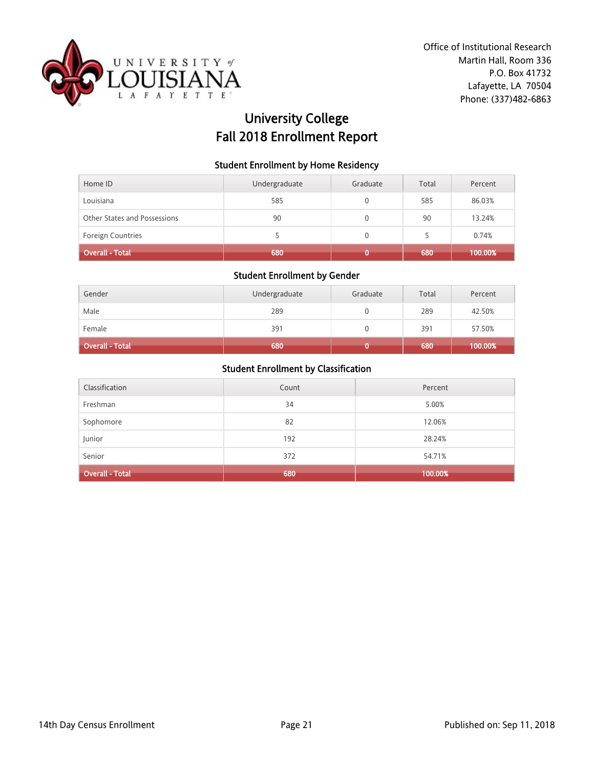Office of Institutional Research
Martin Hall, Room 336
P.O. Box 41732
Lafayette, LA 70504
Phone: (337)482-6863

# University College
# Fall 2018 Enrollment Report

### Student Enrollment by Home Residency

| Home ID | Undergraduate | Graduate | Total | Percent |
|---|---|---|---|---|
| Louisiana | 585 | 0 | 585 | 86.03% |
| Other States and Possessions | 90 | 0 | 90 | 13.24% |
| Foreign Countries | 5 | 0 | 5 | 0.74% |
| **Overall - Total** | **680** | **0** | **680** | **100.00%** |

### Student Enrollment by Gender

| Gender | Undergraduate | Graduate | Total | Percent |
|---|---|---|---|---|
| Male | 289 | 0 | 289 | 42.50% |
| Female | 391 | 0 | 391 | 57.50% |
| **Overall - Total** | **680** | **0** | **680** | **100.00%** |

### Student Enrollment by Classification

| Classification | Count | Percent |
|---|---|---|
| Freshman | 34 | 5.00% |
| Sophomore | 82 | 12.06% |
| Junior | 192 | 28.24% |
| Senior | 372 | 54.71% |
| **Overall - Total** | **680** | **100.00%** |

14th Day Census Enrollment

Published on: Sep 11, 2018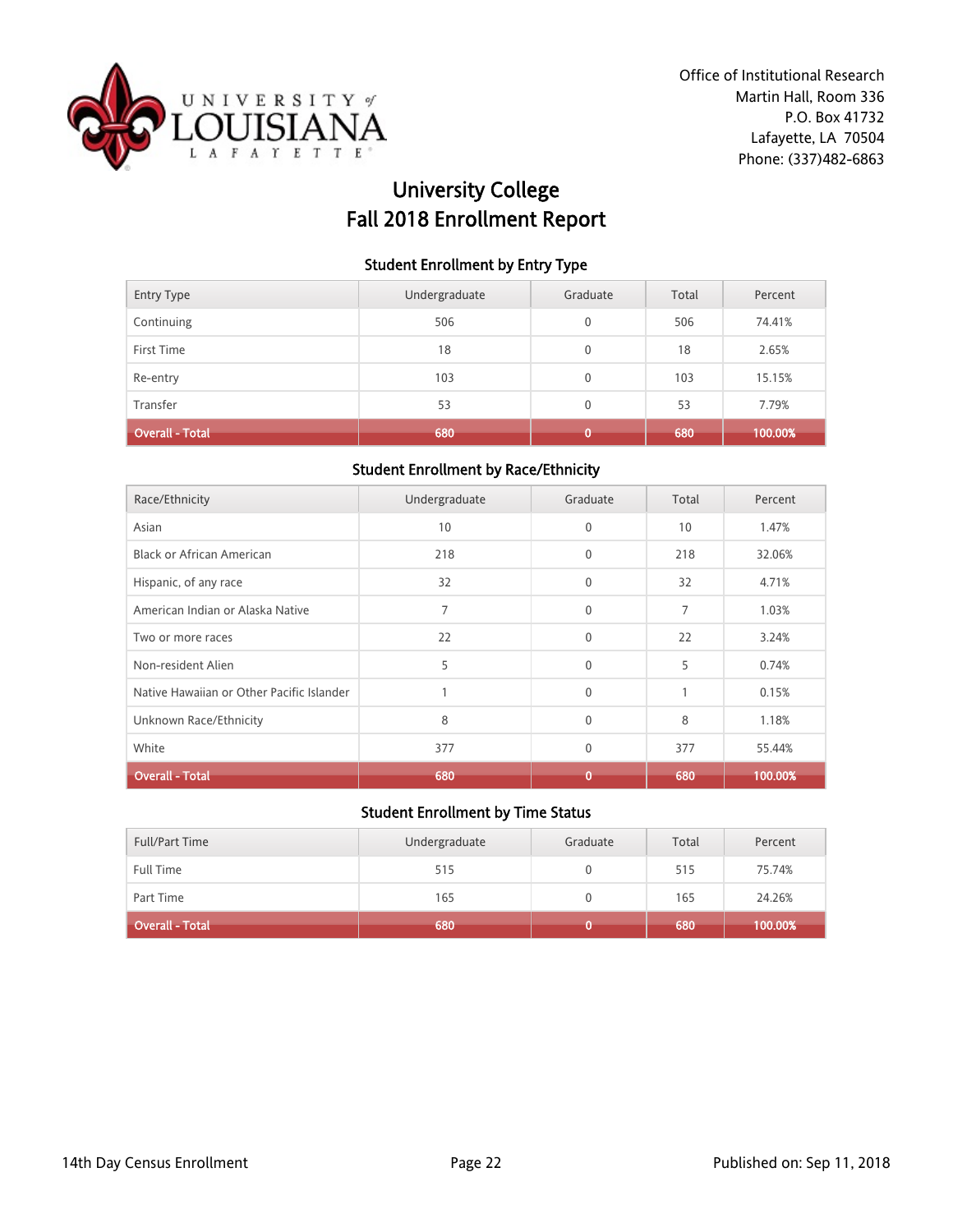Office of Institutional Research
Martin Hall, Room 336
P.O. Box 41732
Lafayette, LA 70504
Phone: (337)482-6863

# University College
# Fall 2018 Enrollment Report

### Student Enrollment by Entry Type

| Entry Type | Undergraduate | Graduate | Total | Percent |
|---|---|---|---|---|
| Continuing | 506 | 0 | 506 | 74.41% |
| First Time | 18 | 0 | 18 | 2.65% |
| Re-entry | 103 | 0 | 103 | 15.15% |
| Transfer | 53 | 0 | 53 | 7.79% |
| **Overall - Total** | **680** | **0** | **680** | **100.00%** |

### Student Enrollment by Race/Ethnicity

| Race/Ethnicity | Undergraduate | Graduate | Total | Percent |
|---|---|---|---|---|
| Asian | 10 | 0 | 10 | 1.47% |
| Black or African American | 218 | 0 | 218 | 32.06% |
| Hispanic, of any race | 32 | 0 | 32 | 4.71% |
| American Indian or Alaska Native | 7 | 0 | 7 | 1.03% |
| Two or more races | 22 | 0 | 22 | 3.24% |
| Non-resident Alien | 5 | 0 | 5 | 0.74% |
| Native Hawaiian or Other Pacific Islander | 1 | 0 | 1 | 0.15% |
| Unknown Race/Ethnicity | 8 | 0 | 8 | 1.18% |
| White | 377 | 0 | 377 | 55.44% |
| **Overall - Total** | **680** | **0** | **680** | **100.00%** |

### Student Enrollment by Time Status

| Full/Part Time | Undergraduate | Graduate | Total | Percent |
|---|---|---|---|---|
| Full Time | 515 | 0 | 515 | 75.74% |
| Part Time | 165 | 0 | 165 | 24.26% |
| **Overall - Total** | **680** | **0** | **680** | **100.00%** |

14th Day Census Enrollment

Published on: Sep 11, 2018